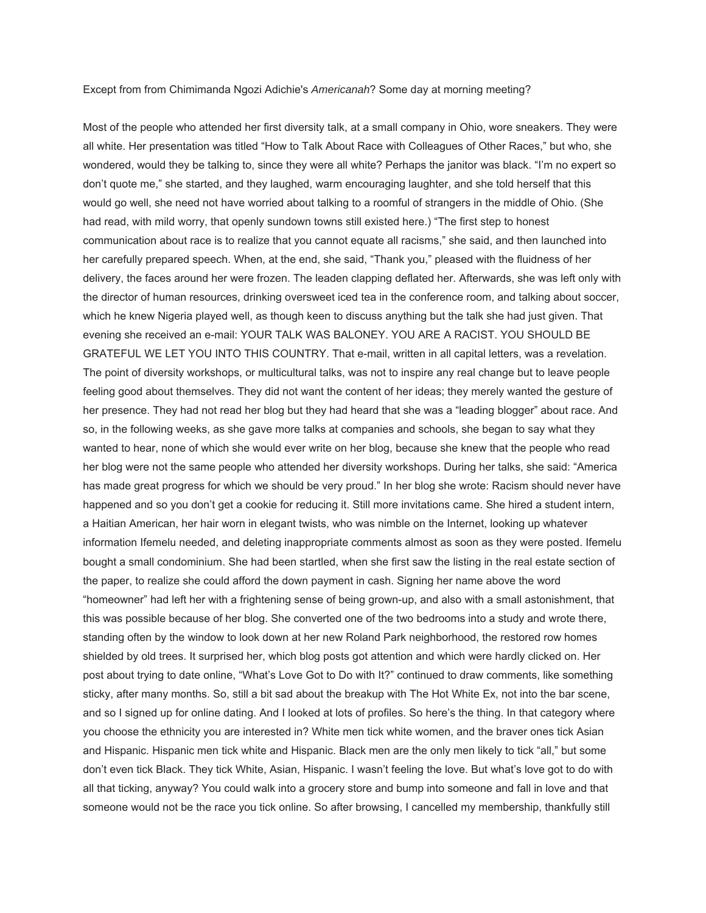Except from from Chimimanda Ngozi Adichie's *Americanah*? Some day at morning meeting?

Most of the people who attended her first diversity talk, at a small company in Ohio, wore sneakers. They were all white. Her presentation was titled "How to Talk About Race with Colleagues of Other Races," but who, she wondered, would they be talking to, since they were all white? Perhaps the janitor was black. "I'm no expert so don't quote me," she started, and they laughed, warm encouraging laughter, and she told herself that this would go well, she need not have worried about talking to a roomful of strangers in the middle of Ohio. (She had read, with mild worry, that openly sundown towns still existed here.) "The first step to honest communication about race is to realize that you cannot equate all racisms," she said, and then launched into her carefully prepared speech. When, at the end, she said, "Thank you," pleased with the fluidness of her delivery, the faces around her were frozen. The leaden clapping deflated her. Afterwards, she was left only with the director of human resources, drinking oversweet iced tea in the conference room, and talking about soccer, which he knew Nigeria played well, as though keen to discuss anything but the talk she had just given. That evening she received an e-mail: YOUR TALK WAS BALONEY. YOU ARE A RACIST. YOU SHOULD BE GRATEFUL WE LET YOU INTO THIS COUNTRY. That e-mail, written in all capital letters, was a revelation. The point of diversity workshops, or multicultural talks, was not to inspire any real change but to leave people feeling good about themselves. They did not want the content of her ideas; they merely wanted the gesture of her presence. They had not read her blog but they had heard that she was a "leading blogger" about race. And so, in the following weeks, as she gave more talks at companies and schools, she began to say what they wanted to hear, none of which she would ever write on her blog, because she knew that the people who read her blog were not the same people who attended her diversity workshops. During her talks, she said: "America has made great progress for which we should be very proud." In her blog she wrote: Racism should never have happened and so you don't get a cookie for reducing it. Still more invitations came. She hired a student intern, a Haitian American, her hair worn in elegant twists, who was nimble on the Internet, looking up whatever information Ifemelu needed, and deleting inappropriate comments almost as soon as they were posted. Ifemelu bought a small condominium. She had been startled, when she first saw the listing in the real estate section of the paper, to realize she could afford the down payment in cash. Signing her name above the word "homeowner" had left her with a frightening sense of being grown-up, and also with a small astonishment, that this was possible because of her blog. She converted one of the two bedrooms into a study and wrote there, standing often by the window to look down at her new Roland Park neighborhood, the restored row homes shielded by old trees. It surprised her, which blog posts got attention and which were hardly clicked on. Her post about trying to date online, "What's Love Got to Do with It?" continued to draw comments, like something sticky, after many months. So, still a bit sad about the breakup with The Hot White Ex, not into the bar scene, and so I signed up for online dating. And I looked at lots of profiles. So here's the thing. In that category where you choose the ethnicity you are interested in? White men tick white women, and the braver ones tick Asian and Hispanic. Hispanic men tick white and Hispanic. Black men are the only men likely to tick "all," but some don't even tick Black. They tick White, Asian, Hispanic. I wasn't feeling the love. But what's love got to do with all that ticking, anyway? You could walk into a grocery store and bump into someone and fall in love and that someone would not be the race you tick online. So after browsing, I cancelled my membership, thankfully still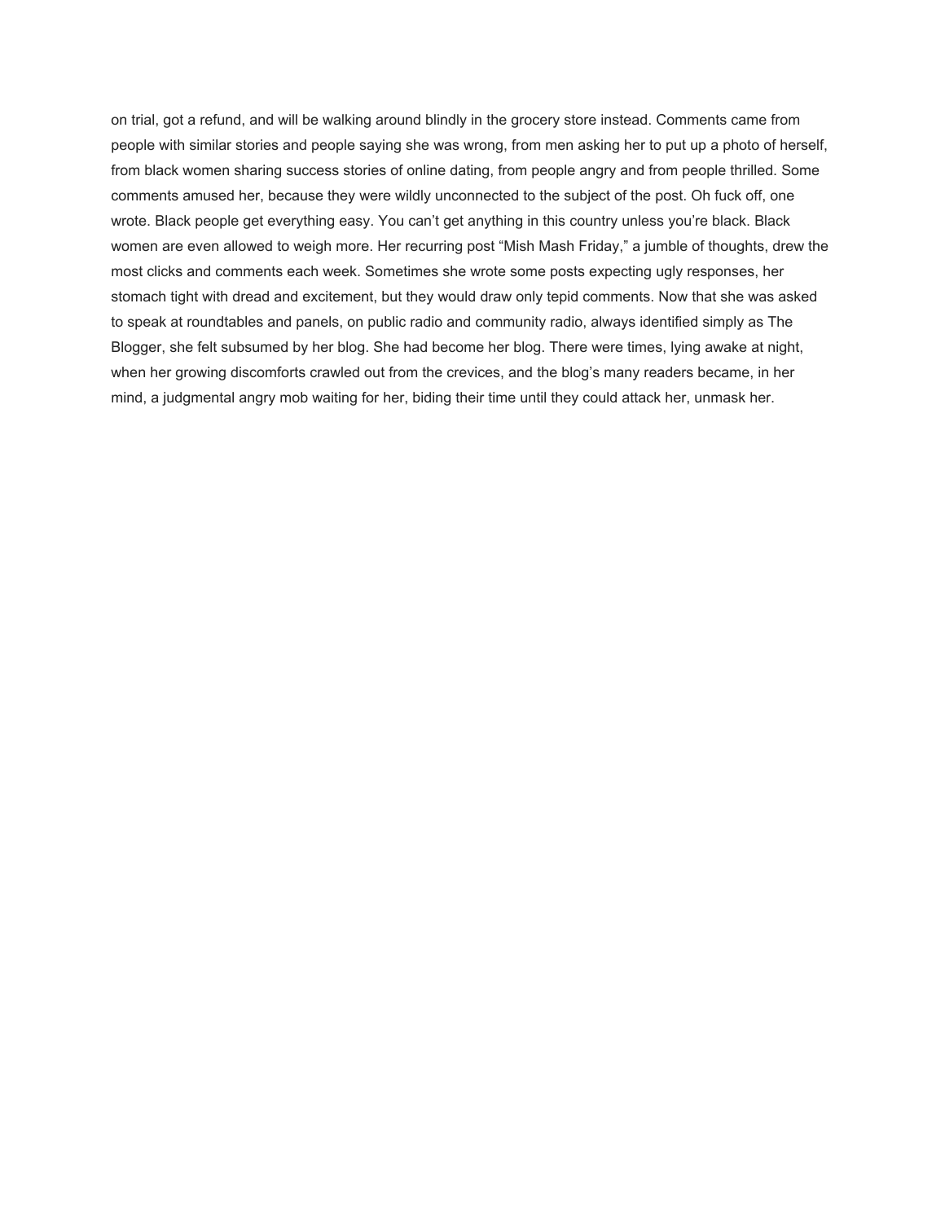on trial, got a refund, and will be walking around blindly in the grocery store instead. Comments came from people with similar stories and people saying she was wrong, from men asking her to put up a photo of herself, from black women sharing success stories of online dating, from people angry and from people thrilled. Some comments amused her, because they were wildly unconnected to the subject of the post. Oh fuck off, one wrote. Black people get everything easy. You can't get anything in this country unless you're black. Black women are even allowed to weigh more. Her recurring post "Mish Mash Friday," a jumble of thoughts, drew the most clicks and comments each week. Sometimes she wrote some posts expecting ugly responses, her stomach tight with dread and excitement, but they would draw only tepid comments. Now that she was asked to speak at roundtables and panels, on public radio and community radio, always identified simply as The Blogger, she felt subsumed by her blog. She had become her blog. There were times, lying awake at night, when her growing discomforts crawled out from the crevices, and the blog's many readers became, in her mind, a judgmental angry mob waiting for her, biding their time until they could attack her, unmask her.